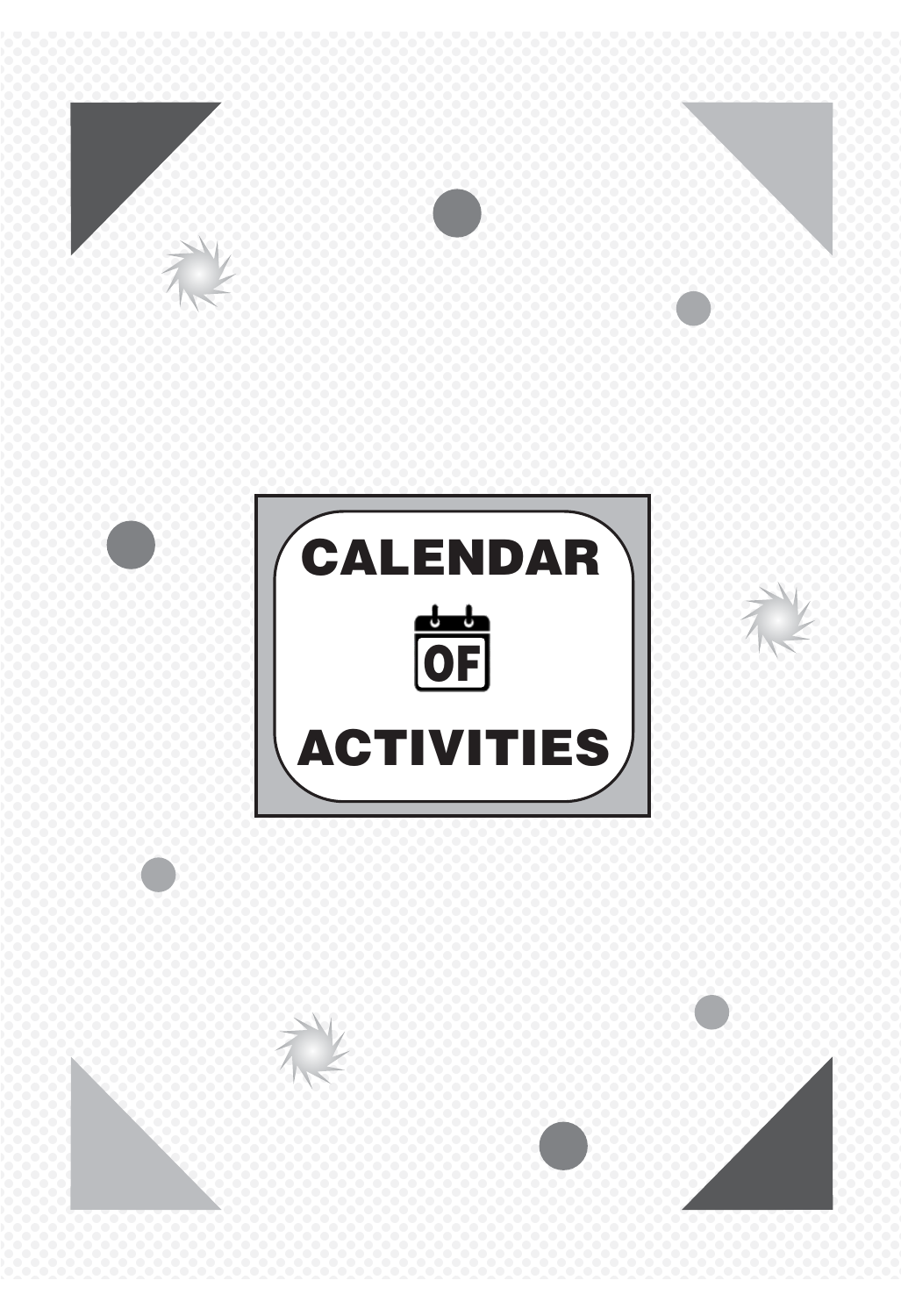# CALENDAR OF ACTIVITIES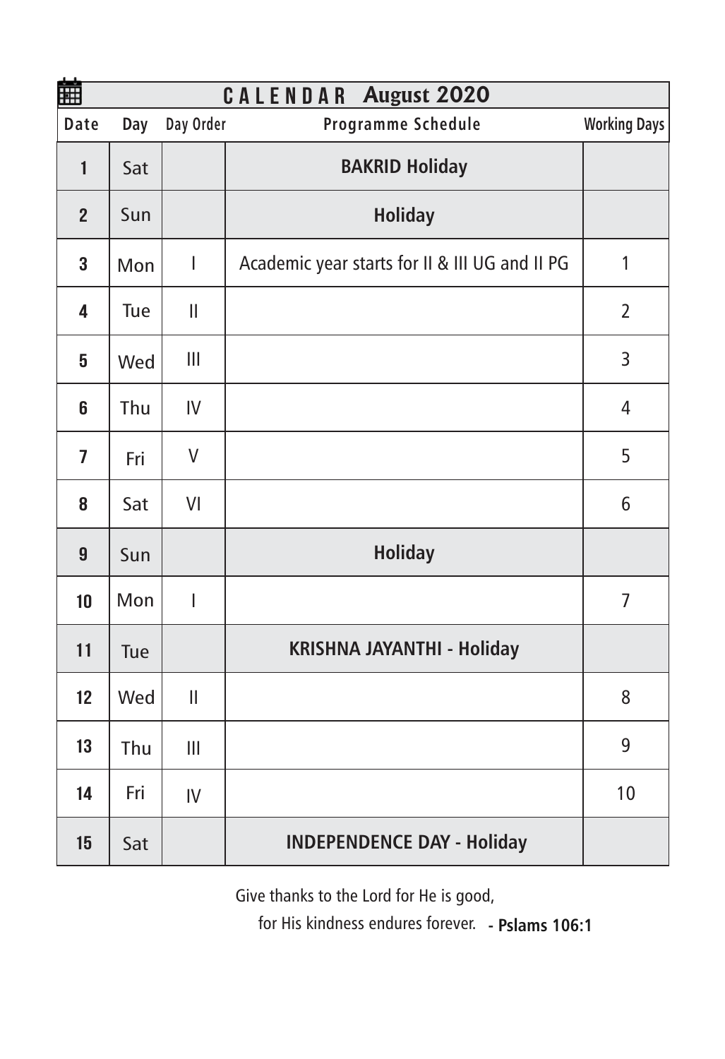## CALENDAR August 2020

| Date | Day | Day Order | Programme Schedule | Working Days |
|---|---|---|---|---|
| 1 | Sat | | **BAKRID Holiday** | |
| 2 | Sun | | **Holiday** | |
| 3 | Mon | I | Academic year starts for II & III UG and II PG | 1 |
| 4 | Tue | II | | 2 |
| 5 | Wed | III | | 3 |
| 6 | Thu | IV | | 4 |
| 7 | Fri | V | | 5 |
| 8 | Sat | VI | | 6 |
| 9 | Sun | | **Holiday** | |
| 10 | Mon | I | | 7 |
| 11 | Tue | | **KRISHNA JAYANTHI - Holiday** | |
| 12 | Wed | II | | 8 |
| 13 | Thu | III | | 9 |
| 14 | Fri | IV | | 10 |
| 15 | Sat | | **INDEPENDENCE DAY - Holiday** | |

Give thanks to the Lord for He is good,
for His kindness endures forever. **- Pslams 106:1**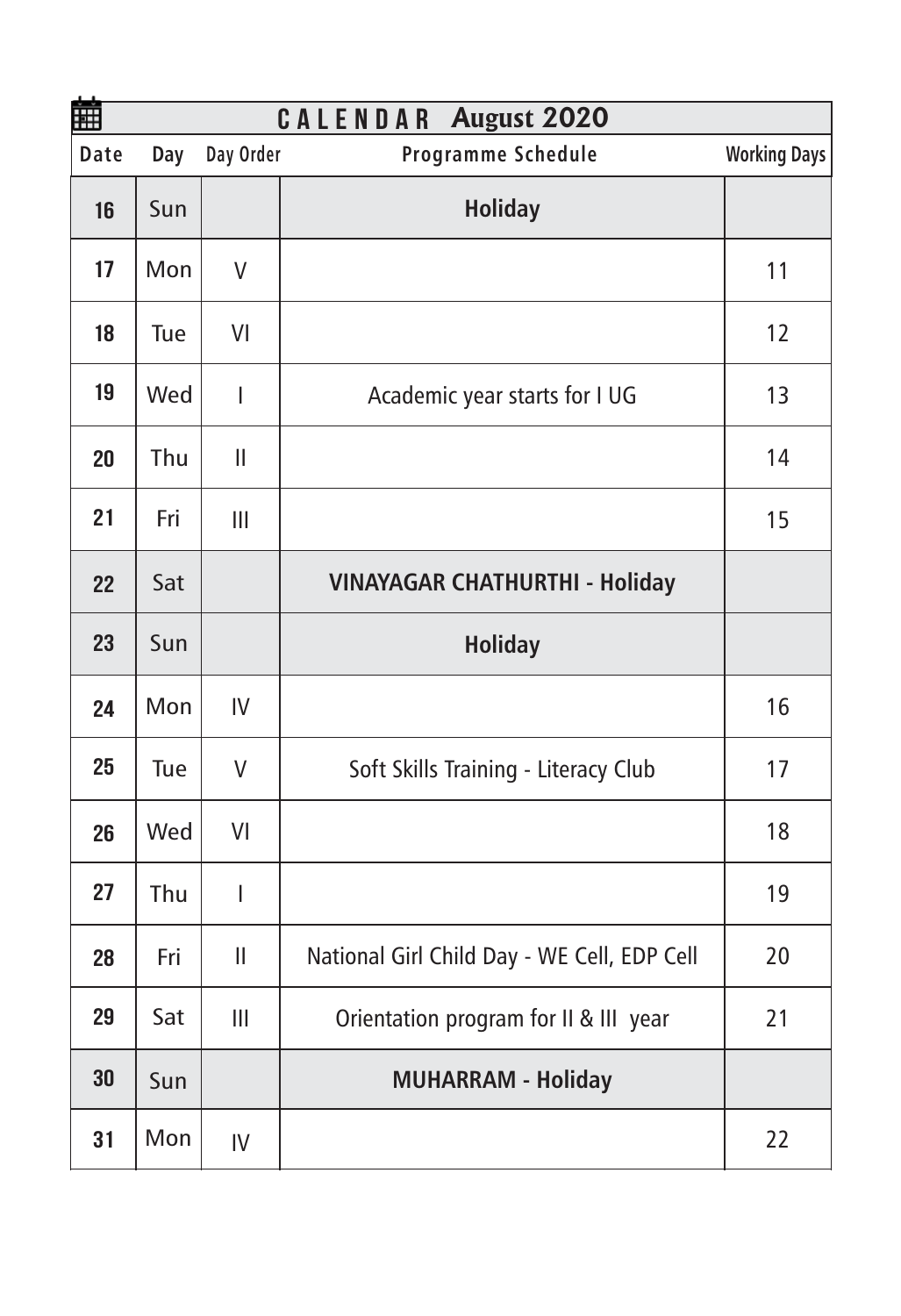## CALENDAR August 2020

| Date | Day | Day Order | Programme Schedule | Working Days |
|---|---|---|---|---|
| 16 | Sun | | **Holiday** | |
| 17 | Mon | V | | 11 |
| 18 | Tue | VI | | 12 |
| 19 | Wed | I | Academic year starts for I UG | 13 |
| 20 | Thu | II | | 14 |
| 21 | Fri | III | | 15 |
| 22 | Sat | | **VINAYAGAR CHATHURTHI - Holiday** | |
| 23 | Sun | | **Holiday** | |
| 24 | Mon | IV | | 16 |
| 25 | Tue | V | Soft Skills Training - Literacy Club | 17 |
| 26 | Wed | VI | | 18 |
| 27 | Thu | I | | 19 |
| 28 | Fri | II | National Girl Child Day - WE Cell, EDP Cell | 20 |
| 29 | Sat | III | Orientation program for II & III year | 21 |
| 30 | Sun | | **MUHARRAM - Holiday** | |
| 31 | Mon | IV | | 22 |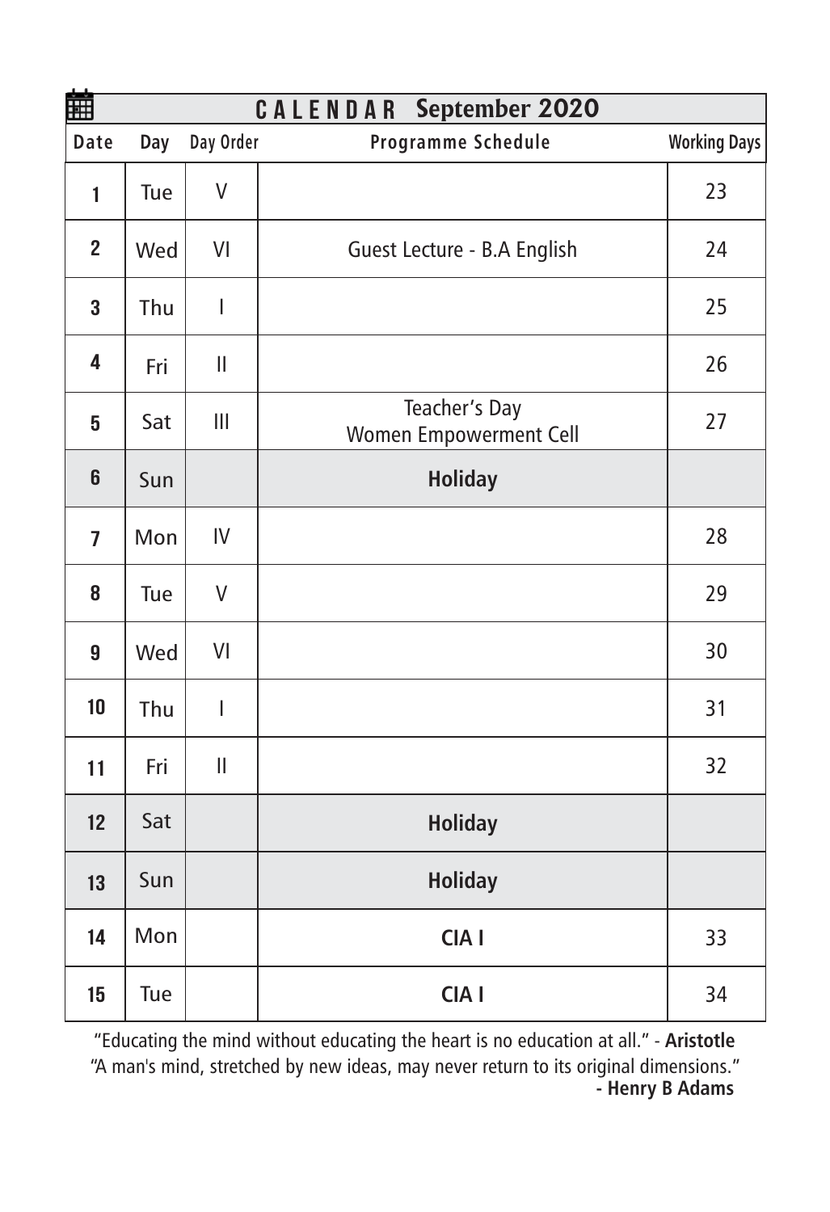## CALENDAR September 2020

| Date | Day | Day Order | Programme Schedule | Working Days |
|---|---|---|---|---|
| 1 | Tue | V | | 23 |
| 2 | Wed | VI | Guest Lecture - B.A English | 24 |
| 3 | Thu | I | | 25 |
| 4 | Fri | II | | 26 |
| 5 | Sat | III | Teacher's Day<br>Women Empowerment Cell | 27 |
| 6 | Sun | | **Holiday** | |
| 7 | Mon | IV | | 28 |
| 8 | Tue | V | | 29 |
| 9 | Wed | VI | | 30 |
| 10 | Thu | I | | 31 |
| 11 | Fri | II | | 32 |
| 12 | Sat | | **Holiday** | |
| 13 | Sun | | **Holiday** | |
| 14 | Mon | | **CIA I** | 33 |
| 15 | Tue | | **CIA I** | 34 |

"Educating the mind without educating the heart is no education at all." - **Aristotle**

"A man's mind, stretched by new ideas, may never return to its original dimensions."
**- Henry B Adams**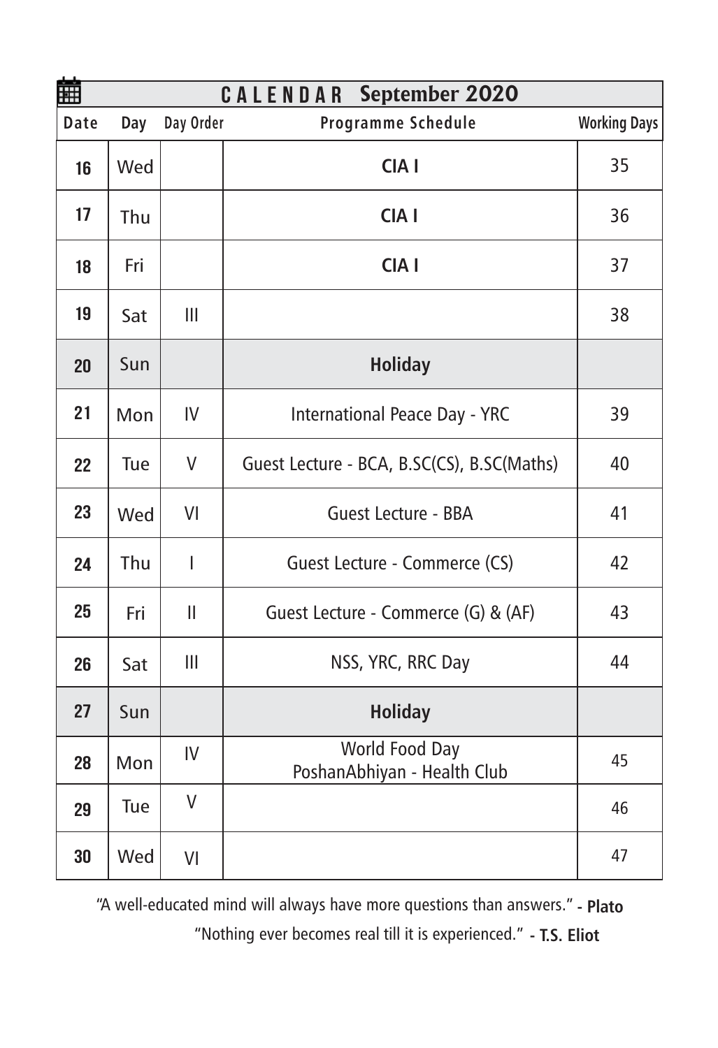## CALENDAR September 2020

| Date | Day | Day Order | Programme Schedule | Working Days |
|---|---|---|---|---|
| 16 | Wed | | **CIA I** | 35 |
| 17 | Thu | | **CIA I** | 36 |
| 18 | Fri | | **CIA I** | 37 |
| 19 | Sat | III | | 38 |
| 20 | Sun | | **Holiday** | |
| 21 | Mon | IV | International Peace Day - YRC | 39 |
| 22 | Tue | V | Guest Lecture - BCA, B.SC(CS), B.SC(Maths) | 40 |
| 23 | Wed | VI | Guest Lecture - BBA | 41 |
| 24 | Thu | I | Guest Lecture - Commerce (CS) | 42 |
| 25 | Fri | II | Guest Lecture - Commerce (G) & (AF) | 43 |
| 26 | Sat | III | NSS, YRC, RRC Day | 44 |
| 27 | Sun | | **Holiday** | |
| 28 | Mon | IV | World Food Day<br>PoshanAbhiyan - Health Club | 45 |
| 29 | Tue | V | | 46 |
| 30 | Wed | VI | | 47 |

"A well-educated mind will always have more questions than answers." **- Plato**

"Nothing ever becomes real till it is experienced." **- T.S. Eliot**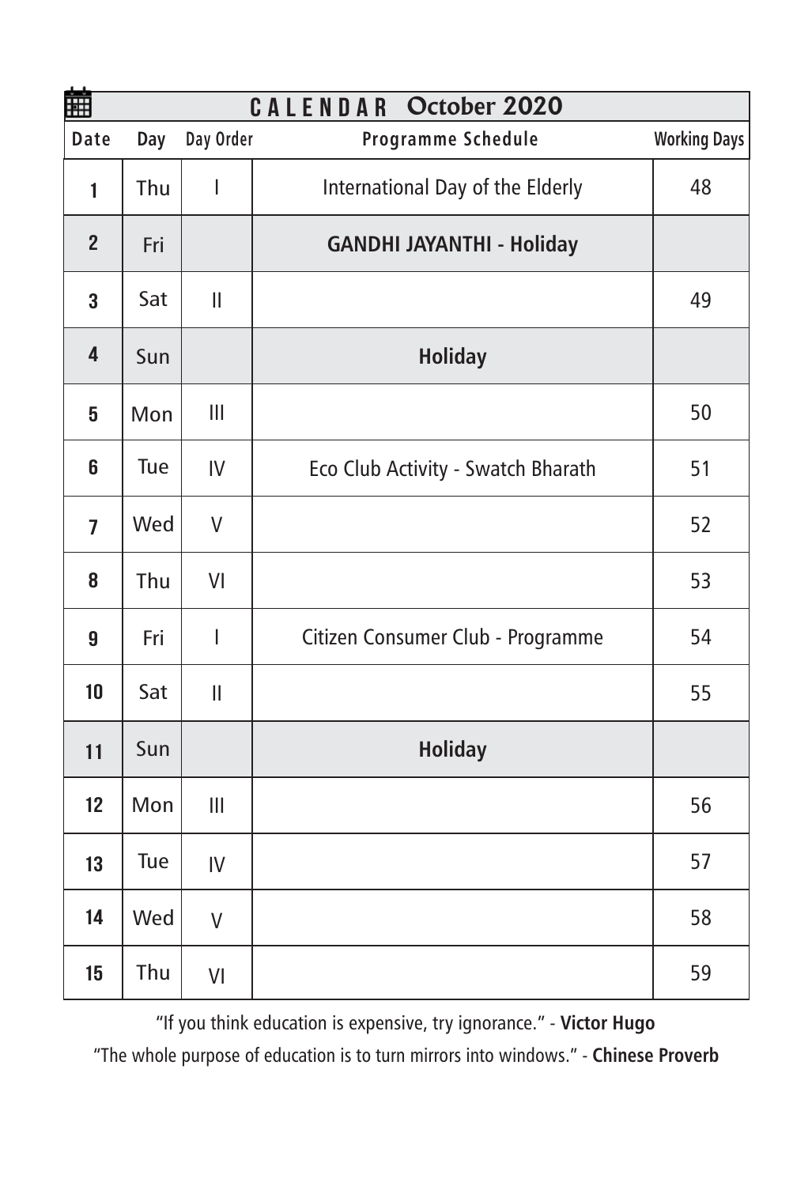## CALENDAR October 2020

| Date | Day | Day Order | Programme Schedule | Working Days |
|---|---|---|---|---|
| 1 | Thu | I | International Day of the Elderly | 48 |
| 2 | Fri | | **GANDHI JAYANTHI - Holiday** | |
| 3 | Sat | II | | 49 |
| 4 | Sun | | **Holiday** | |
| 5 | Mon | III | | 50 |
| 6 | Tue | IV | Eco Club Activity - Swatch Bharath | 51 |
| 7 | Wed | V | | 52 |
| 8 | Thu | VI | | 53 |
| 9 | Fri | I | Citizen Consumer Club - Programme | 54 |
| 10 | Sat | II | | 55 |
| 11 | Sun | | **Holiday** | |
| 12 | Mon | III | | 56 |
| 13 | Tue | IV | | 57 |
| 14 | Wed | V | | 58 |
| 15 | Thu | VI | | 59 |

"If you think education is expensive, try ignorance." - **Victor Hugo**

"The whole purpose of education is to turn mirrors into windows." - **Chinese Proverb**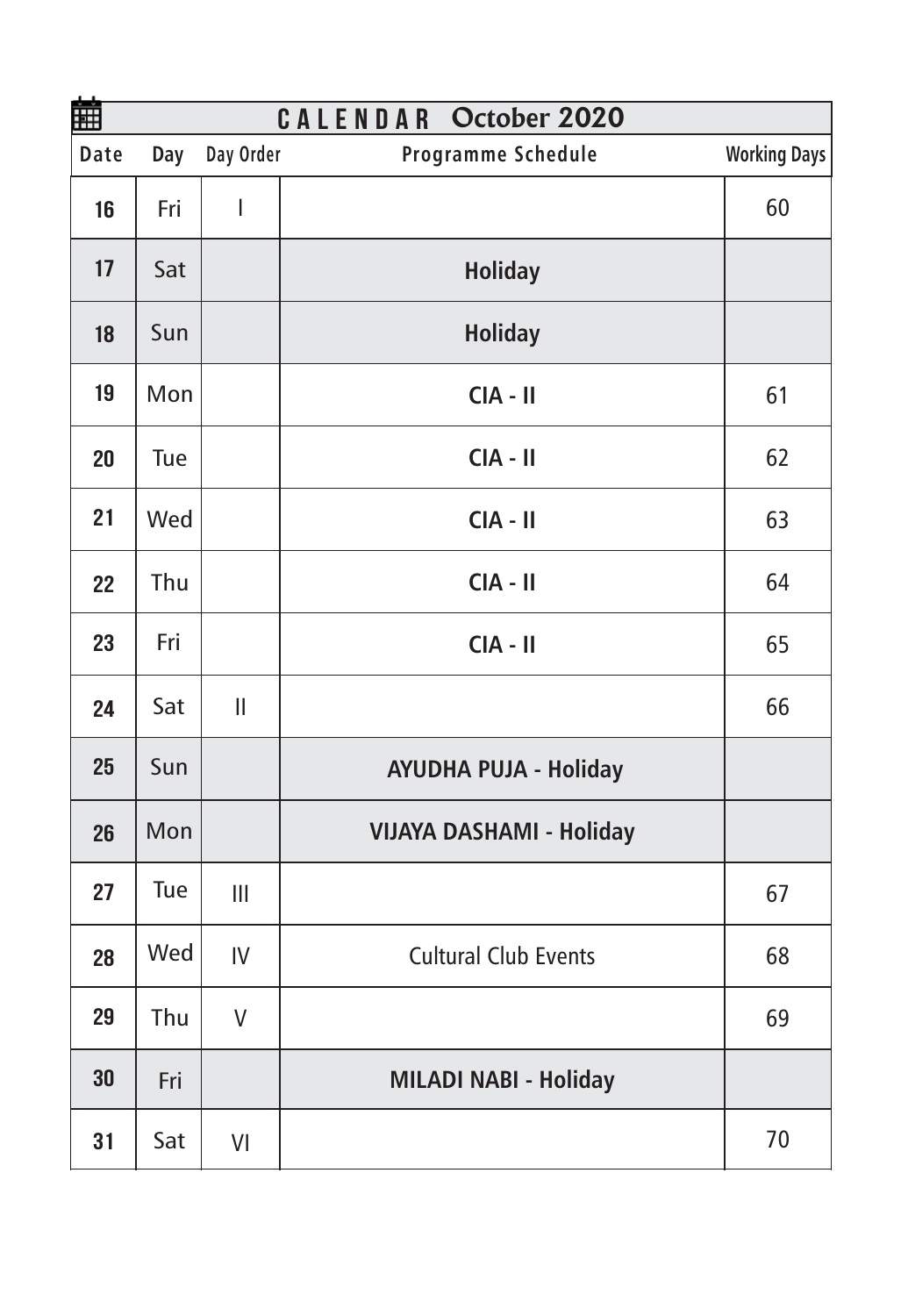# CALENDAR October 2020

| Date | Day | Day Order | Programme Schedule | Working Days |
|---|---|---|---|---|
| 16 | Fri | I | | 60 |
| 17 | Sat | | **Holiday** | |
| 18 | Sun | | **Holiday** | |
| 19 | Mon | | **CIA - II** | 61 |
| 20 | Tue | | **CIA - II** | 62 |
| 21 | Wed | | **CIA - II** | 63 |
| 22 | Thu | | **CIA - II** | 64 |
| 23 | Fri | | **CIA - II** | 65 |
| 24 | Sat | II | | 66 |
| 25 | Sun | | **AYUDHA PUJA - Holiday** | |
| 26 | Mon | | **VIJAYA DASHAMI - Holiday** | |
| 27 | Tue | III | | 67 |
| 28 | Wed | IV | Cultural Club Events | 68 |
| 29 | Thu | V | | 69 |
| 30 | Fri | | **MILADI NABI - Holiday** | |
| 31 | Sat | VI | | 70 |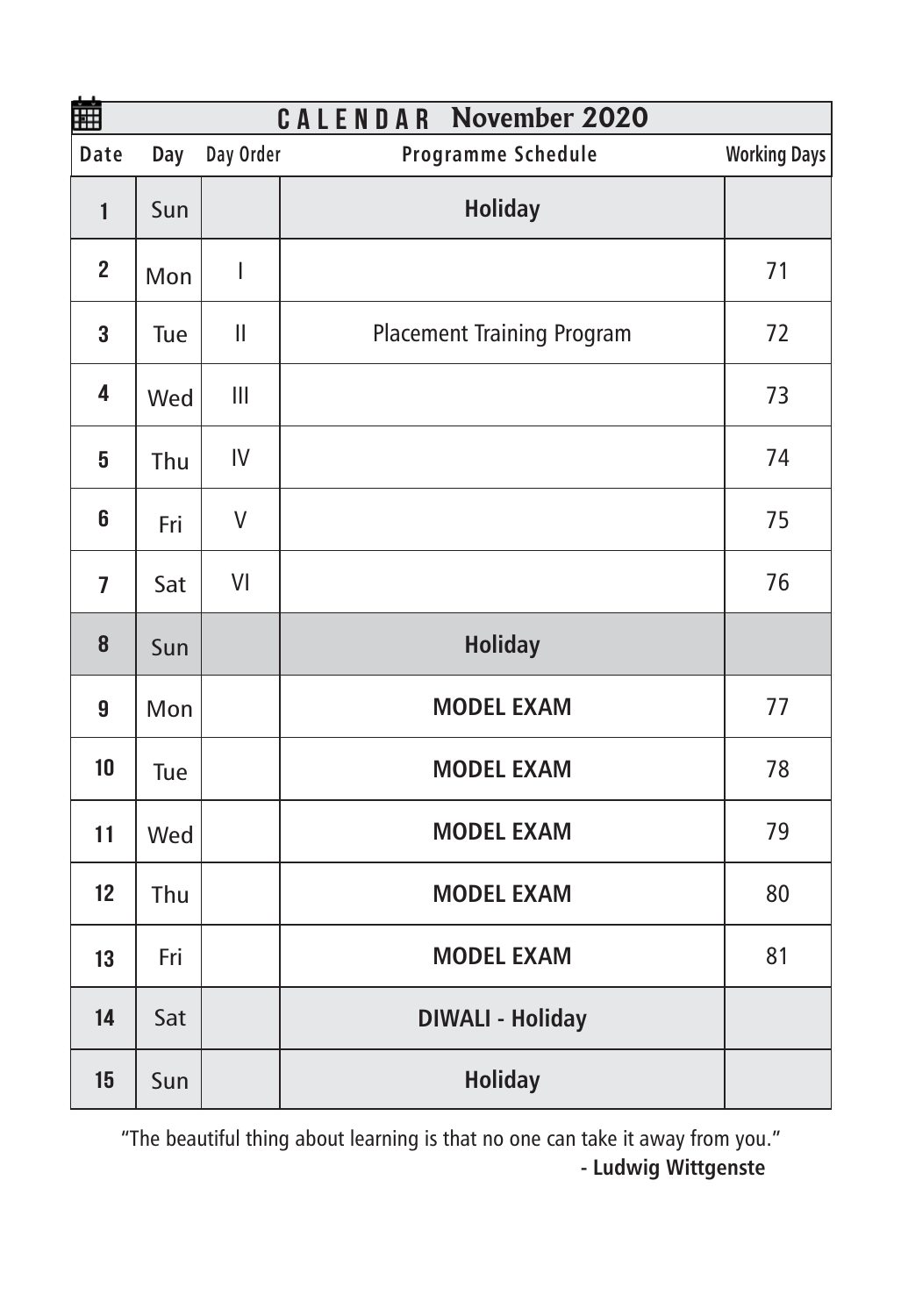## CALENDAR November 2020

| Date | Day | Day Order | Programme Schedule | Working Days |
|---|---|---|---|---|
| 1 | Sun | | **Holiday** | |
| 2 | Mon | I | | 71 |
| 3 | Tue | II | Placement Training Program | 72 |
| 4 | Wed | III | | 73 |
| 5 | Thu | IV | | 74 |
| 6 | Fri | V | | 75 |
| 7 | Sat | VI | | 76 |
| 8 | Sun | | **Holiday** | |
| 9 | Mon | | **MODEL EXAM** | 77 |
| 10 | Tue | | **MODEL EXAM** | 78 |
| 11 | Wed | | **MODEL EXAM** | 79 |
| 12 | Thu | | **MODEL EXAM** | 80 |
| 13 | Fri | | **MODEL EXAM** | 81 |
| 14 | Sat | | **DIWALI - Holiday** | |
| 15 | Sun | | **Holiday** | |

"The beautiful thing about learning is that no one can take it away from you."

**- Ludwig Wittgenste**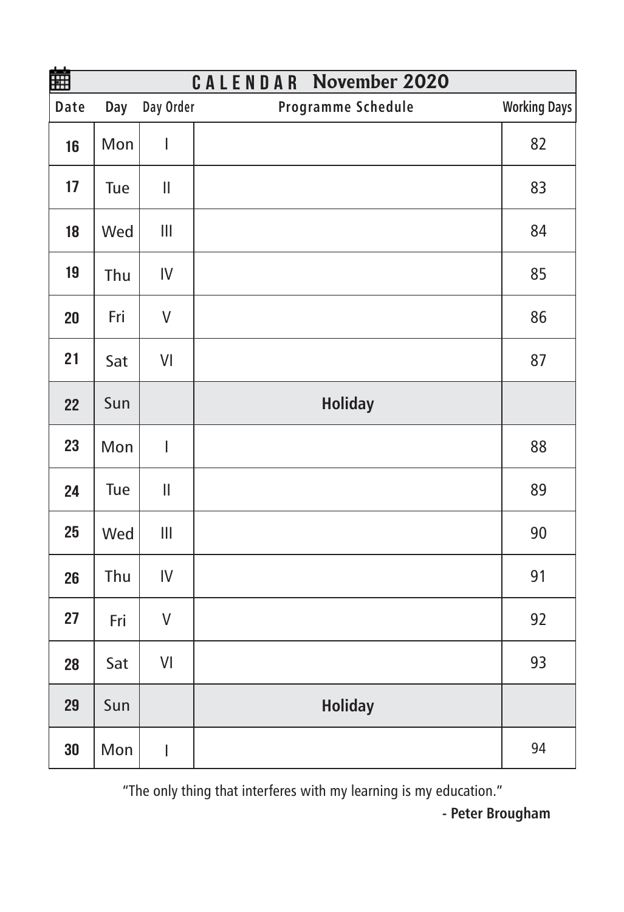## CALENDAR November 2020

| Date | Day | Day Order | Programme Schedule | Working Days |
|---|---|---|---|---|
| 16 | Mon | I | | 82 |
| 17 | Tue | II | | 83 |
| 18 | Wed | III | | 84 |
| 19 | Thu | IV | | 85 |
| 20 | Fri | V | | 86 |
| 21 | Sat | VI | | 87 |
| 22 | Sun | | **Holiday** | |
| 23 | Mon | I | | 88 |
| 24 | Tue | II | | 89 |
| 25 | Wed | III | | 90 |
| 26 | Thu | IV | | 91 |
| 27 | Fri | V | | 92 |
| 28 | Sat | VI | | 93 |
| 29 | Sun | | **Holiday** | |
| 30 | Mon | I | | 94 |

"The only thing that interferes with my learning is my education."

**- Peter Brougham**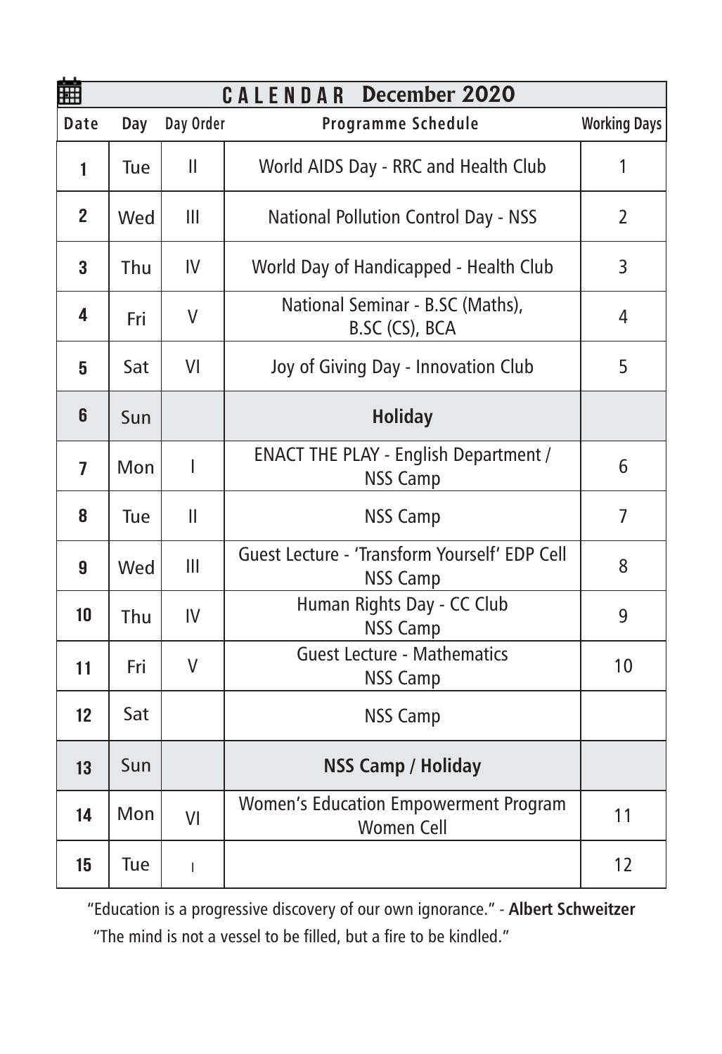## CALENDAR December 2020

| Date | Day | Day Order | Programme Schedule | Working Days |
|---|---|---|---|---|
| 1 | Tue | II | World AIDS Day - RRC and Health Club | 1 |
| 2 | Wed | III | National Pollution Control Day - NSS | 2 |
| 3 | Thu | IV | World Day of Handicapped - Health Club | 3 |
| 4 | Fri | V | National Seminar - B.SC (Maths), B.SC (CS), BCA | 4 |
| 5 | Sat | VI | Joy of Giving Day - Innovation Club | 5 |
| 6 | Sun | | **Holiday** | |
| 7 | Mon | I | ENACT THE PLAY - English Department / NSS Camp | 6 |
| 8 | Tue | II | NSS Camp | 7 |
| 9 | Wed | III | Guest Lecture - 'Transform Yourself' EDP Cell NSS Camp | 8 |
| 10 | Thu | IV | Human Rights Day - CC Club NSS Camp | 9 |
| 11 | Fri | V | Guest Lecture - Mathematics NSS Camp | 10 |
| 12 | Sat | | NSS Camp | |
| 13 | Sun | | **NSS Camp / Holiday** | |
| 14 | Mon | VI | Women's Education Empowerment Program Women Cell | 11 |
| 15 | Tue | I | | 12 |

"Education is a progressive discovery of our own ignorance." - **Albert Schweitzer**

"The mind is not a vessel to be filled, but a fire to be kindled."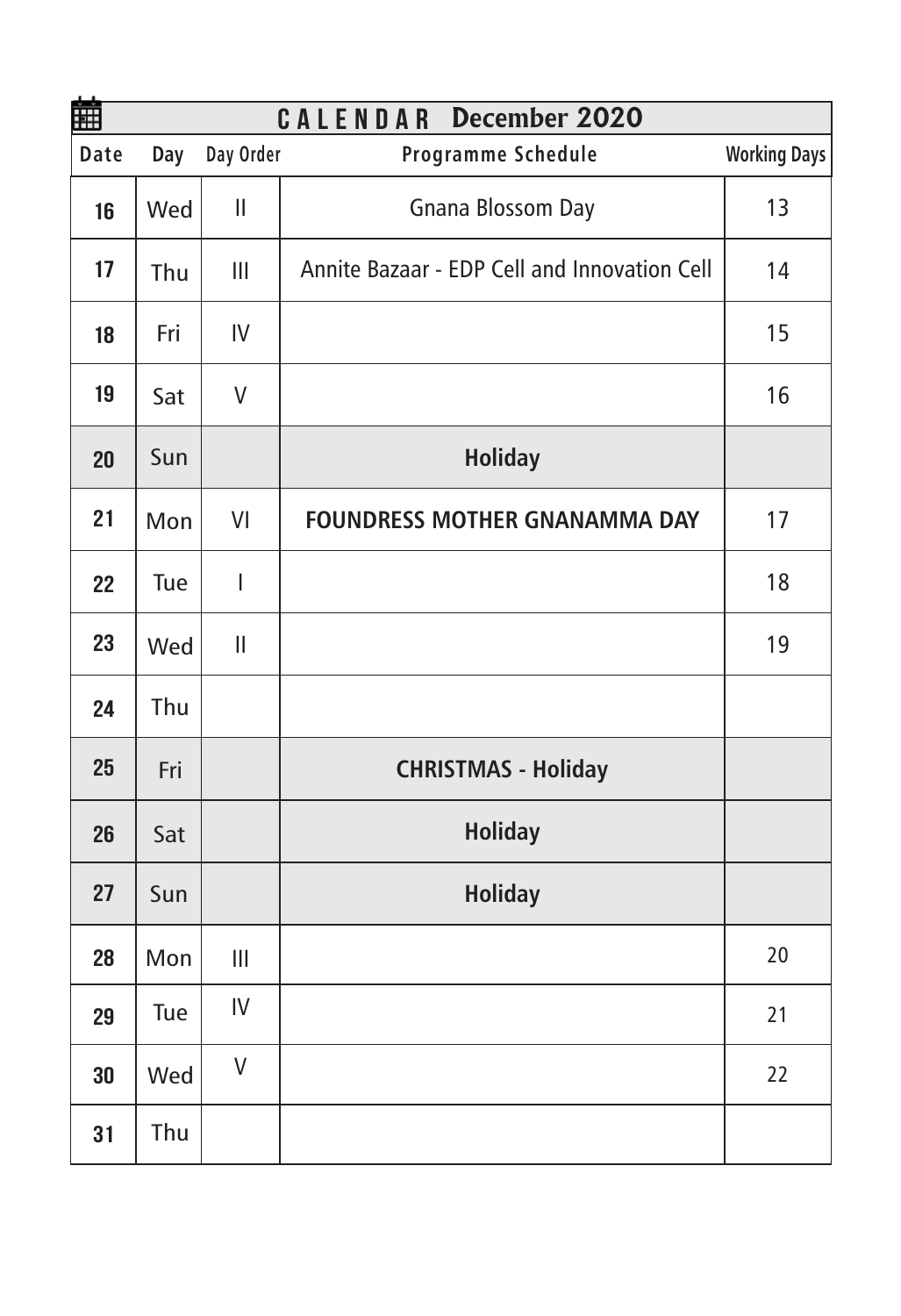## CALENDAR December 2020

| Date | Day | Day Order | Programme Schedule | Working Days |
|---|---|---|---|---|
| 16 | Wed | II | Gnana Blossom Day | 13 |
| 17 | Thu | III | Annite Bazaar - EDP Cell and Innovation Cell | 14 |
| 18 | Fri | IV | | 15 |
| 19 | Sat | V | | 16 |
| 20 | Sun | | **Holiday** | |
| 21 | Mon | VI | **FOUNDRESS MOTHER GNANAMMA DAY** | 17 |
| 22 | Tue | I | | 18 |
| 23 | Wed | II | | 19 |
| 24 | Thu | | | |
| 25 | Fri | | **CHRISTMAS - Holiday** | |
| 26 | Sat | | **Holiday** | |
| 27 | Sun | | **Holiday** | |
| 28 | Mon | III | | 20 |
| 29 | Tue | IV | | 21 |
| 30 | Wed | V | | 22 |
| 31 | Thu | | | |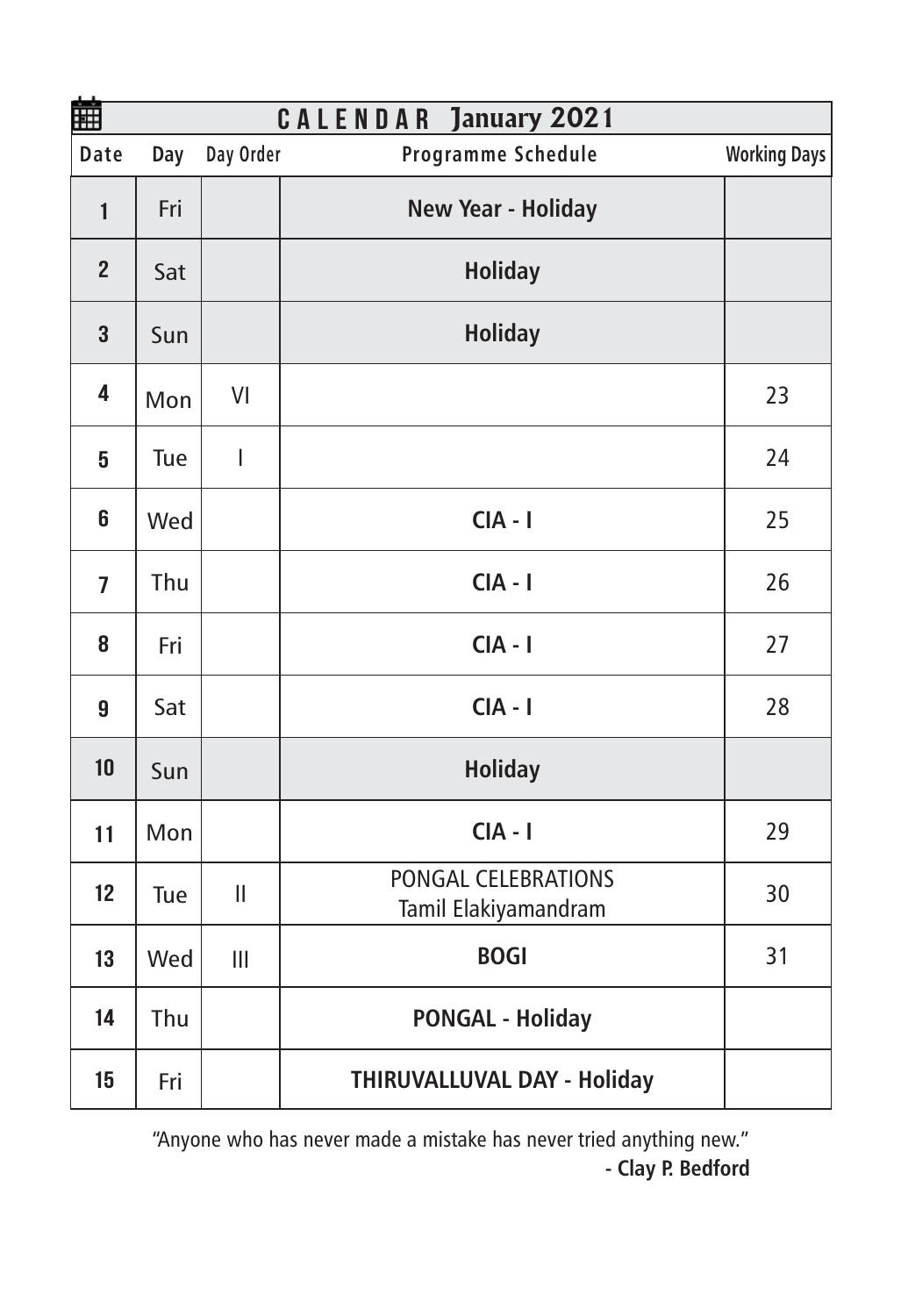| CALENDAR January 2021 | | | | |
|---|---|---|---|---|
| Date | Day | Day Order | Programme Schedule | Working Days |
| 1 | Fri | | **New Year - Holiday** | |
| 2 | Sat | | **Holiday** | |
| 3 | Sun | | **Holiday** | |
| 4 | Mon | VI | | 23 |
| 5 | Tue | I | | 24 |
| 6 | Wed | | **CIA - I** | 25 |
| 7 | Thu | | **CIA - I** | 26 |
| 8 | Fri | | **CIA - I** | 27 |
| 9 | Sat | | **CIA - I** | 28 |
| 10 | Sun | | **Holiday** | |
| 11 | Mon | | **CIA - I** | 29 |
| 12 | Tue | II | PONGAL CELEBRATIONS Tamil Elakiyamandram | 30 |
| 13 | Wed | III | **BOGI** | 31 |
| 14 | Thu | | **PONGAL - Holiday** | |
| 15 | Fri | | **THIRUVALLUVAL DAY - Holiday** | |

"Anyone who has never made a mistake has never tried anything new."

**- Clay P. Bedford**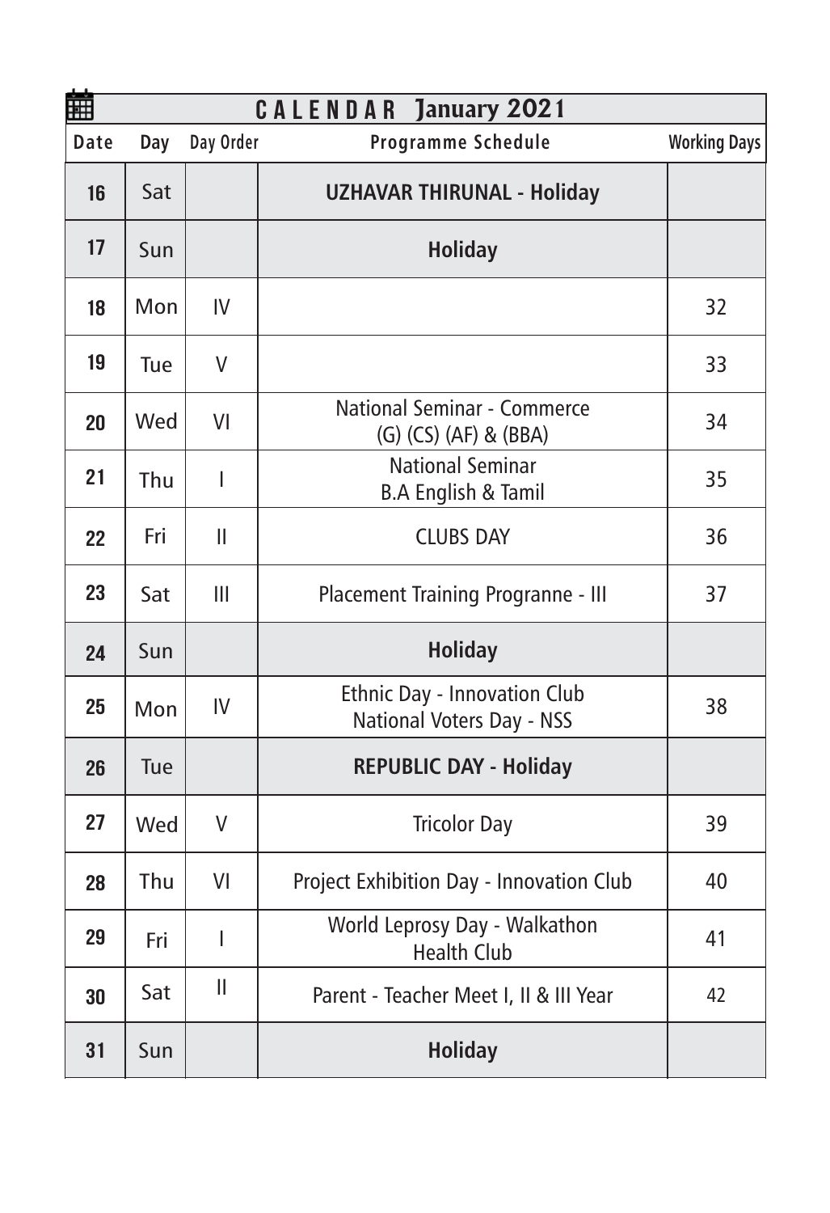# CALENDAR January 2021

| Date | Day | Day Order | Programme Schedule | Working Days |
|---|---|---|---|---|
| 16 | Sat | | **UZHAVAR THIRUNAL - Holiday** | |
| 17 | Sun | | **Holiday** | |
| 18 | Mon | IV | | 32 |
| 19 | Tue | V | | 33 |
| 20 | Wed | VI | National Seminar - Commerce (G) (CS) (AF) & (BBA) | 34 |
| 21 | Thu | I | National Seminar B.A English & Tamil | 35 |
| 22 | Fri | II | CLUBS DAY | 36 |
| 23 | Sat | III | Placement Training Progranne - III | 37 |
| 24 | Sun | | **Holiday** | |
| 25 | Mon | IV | Ethnic Day - Innovation Club National Voters Day - NSS | 38 |
| 26 | Tue | | **REPUBLIC DAY - Holiday** | |
| 27 | Wed | V | Tricolor Day | 39 |
| 28 | Thu | VI | Project Exhibition Day - Innovation Club | 40 |
| 29 | Fri | I | World Leprosy Day - Walkathon Health Club | 41 |
| 30 | Sat | II | Parent - Teacher Meet I, II & III Year | 42 |
| 31 | Sun | | **Holiday** | |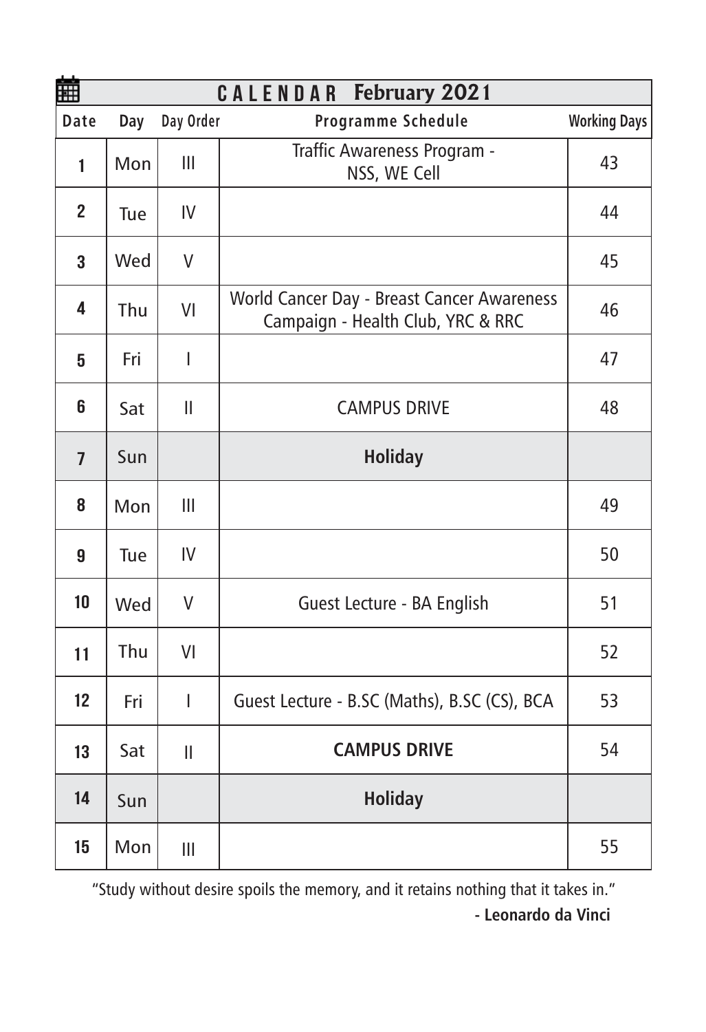## CALENDAR February 2021

| Date | Day | Day Order | Programme Schedule | Working Days |
|---|---|---|---|---|
| 1 | Mon | III | Traffic Awareness Program - NSS, WE Cell | 43 |
| 2 | Tue | IV | | 44 |
| 3 | Wed | V | | 45 |
| 4 | Thu | VI | World Cancer Day - Breast Cancer Awareness Campaign - Health Club, YRC & RRC | 46 |
| 5 | Fri | I | | 47 |
| 6 | Sat | II | CAMPUS DRIVE | 48 |
| 7 | Sun | | **Holiday** | |
| 8 | Mon | III | | 49 |
| 9 | Tue | IV | | 50 |
| 10 | Wed | V | Guest Lecture - BA English | 51 |
| 11 | Thu | VI | | 52 |
| 12 | Fri | I | Guest Lecture - B.SC (Maths), B.SC (CS), BCA | 53 |
| 13 | Sat | II | **CAMPUS DRIVE** | 54 |
| 14 | Sun | | **Holiday** | |
| 15 | Mon | III | | 55 |

"Study without desire spoils the memory, and it retains nothing that it takes in."

**- Leonardo da Vinci**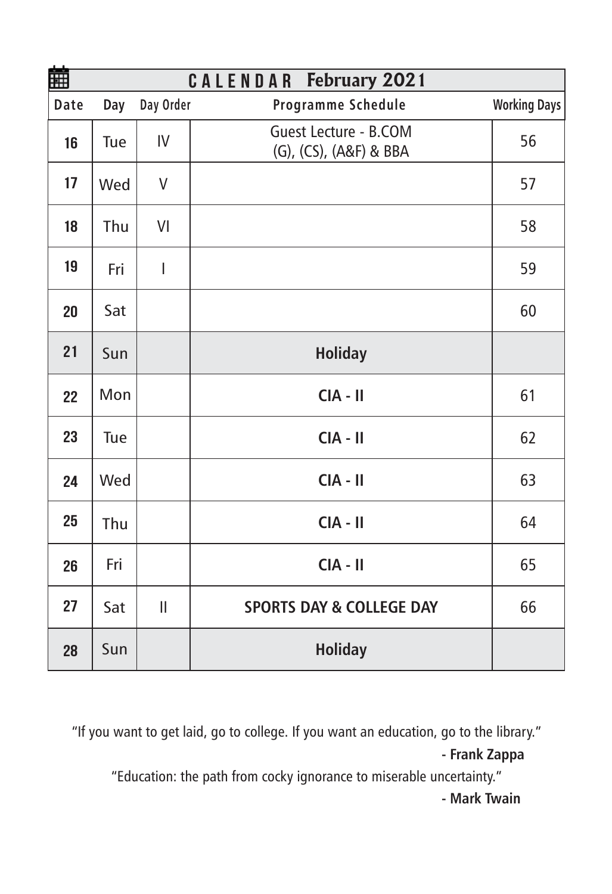## CALENDAR February 2021

| Date | Day | Day Order | Programme Schedule | Working Days |
|---|---|---|---|---|
| 16 | Tue | IV | Guest Lecture - B.COM (G), (CS), (A&F) & BBA | 56 |
| 17 | Wed | V | | 57 |
| 18 | Thu | VI | | 58 |
| 19 | Fri | I | | 59 |
| 20 | Sat | | | 60 |
| 21 | Sun | | **Holiday** | |
| 22 | Mon | | **CIA - II** | 61 |
| 23 | Tue | | **CIA - II** | 62 |
| 24 | Wed | | **CIA - II** | 63 |
| 25 | Thu | | **CIA - II** | 64 |
| 26 | Fri | | **CIA - II** | 65 |
| 27 | Sat | II | **SPORTS DAY & COLLEGE DAY** | 66 |
| 28 | Sun | | **Holiday** | |

"If you want to get laid, go to college. If you want an education, go to the library."

**- Frank Zappa**

"Education: the path from cocky ignorance to miserable uncertainty."

**- Mark Twain**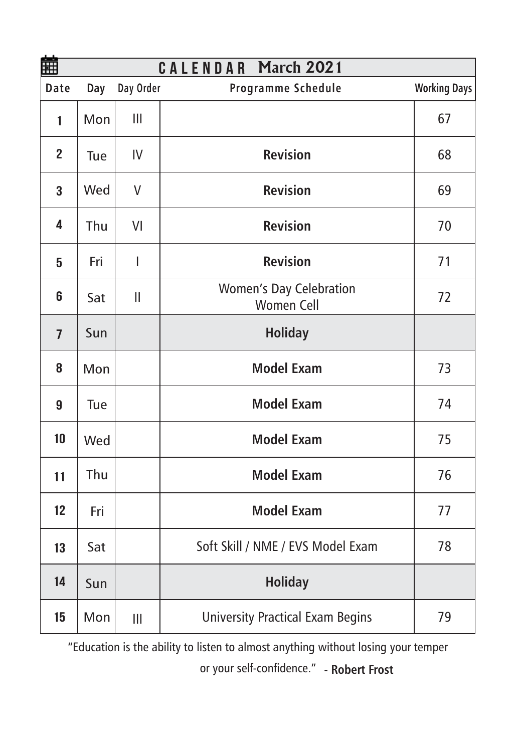## CALENDAR March 2021

| Date | Day | Day Order | Programme Schedule | Working Days |
|---|---|---|---|---|
| 1 | Mon | III | | 67 |
| 2 | Tue | IV | **Revision** | 68 |
| 3 | Wed | V | **Revision** | 69 |
| 4 | Thu | VI | **Revision** | 70 |
| 5 | Fri | I | **Revision** | 71 |
| 6 | Sat | II | Women's Day Celebration Women Cell | 72 |
| 7 | Sun | | **Holiday** | |
| 8 | Mon | | **Model Exam** | 73 |
| 9 | Tue | | **Model Exam** | 74 |
| 10 | Wed | | **Model Exam** | 75 |
| 11 | Thu | | **Model Exam** | 76 |
| 12 | Fri | | **Model Exam** | 77 |
| 13 | Sat | | Soft Skill / NME / EVS Model Exam | 78 |
| 14 | Sun | | **Holiday** | |
| 15 | Mon | III | University Practical Exam Begins | 79 |

"Education is the ability to listen to almost anything without losing your temper or your self-confidence." **- Robert Frost**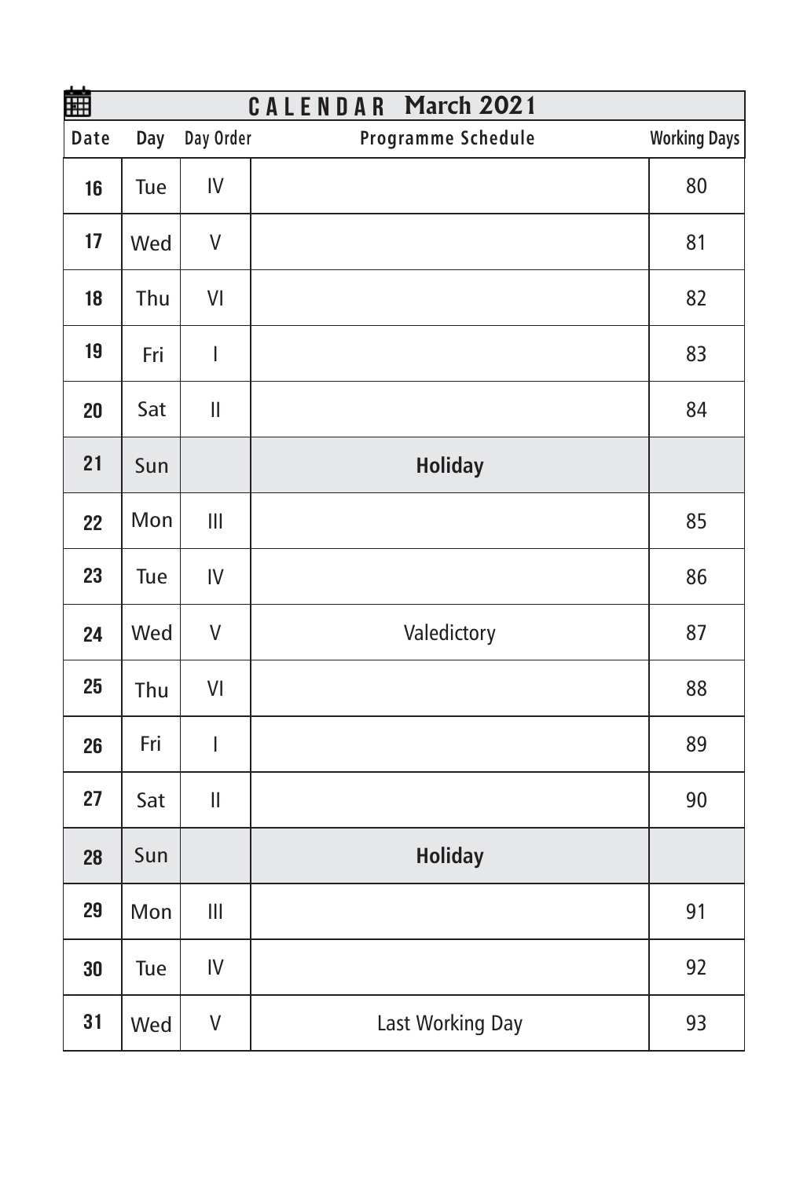## CALENDAR March 2021

| Date | Day | Day Order | Programme Schedule | Working Days |
|---|---|---|---|---|
| 16 | Tue | IV | | 80 |
| 17 | Wed | V | | 81 |
| 18 | Thu | VI | | 82 |
| 19 | Fri | I | | 83 |
| 20 | Sat | II | | 84 |
| 21 | Sun | | **Holiday** | |
| 22 | Mon | III | | 85 |
| 23 | Tue | IV | | 86 |
| 24 | Wed | V | Valedictory | 87 |
| 25 | Thu | VI | | 88 |
| 26 | Fri | I | | 89 |
| 27 | Sat | II | | 90 |
| 28 | Sun | | **Holiday** | |
| 29 | Mon | III | | 91 |
| 30 | Tue | IV | | 92 |
| 31 | Wed | V | Last Working Day | 93 |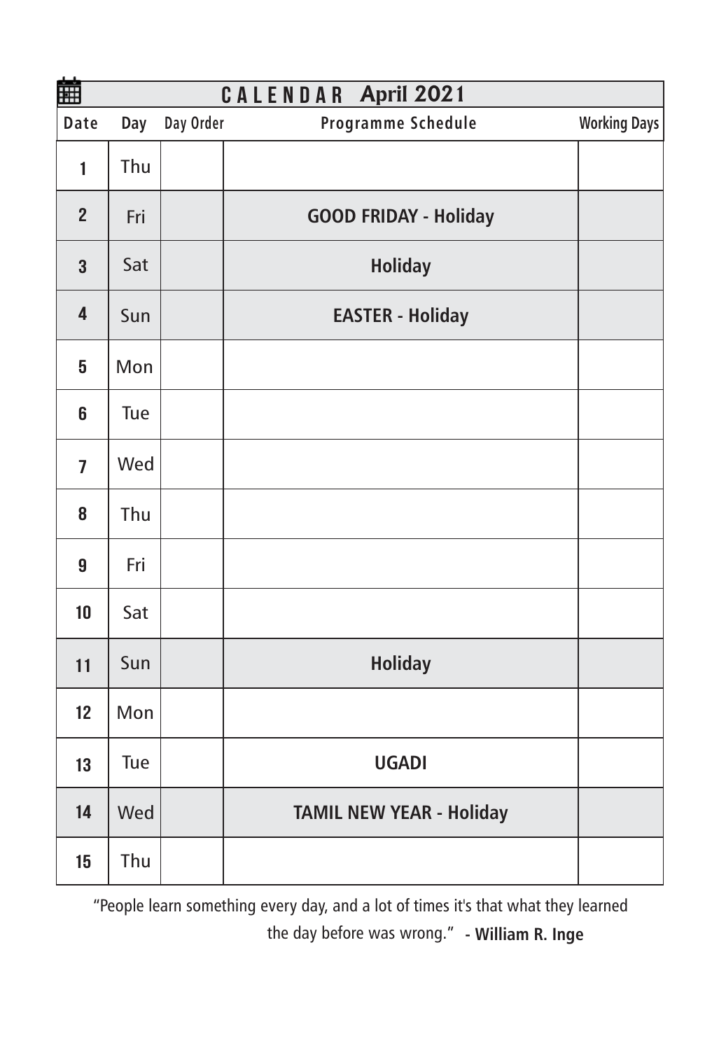# CALENDAR April 2021

| Date | Day | Day Order | Programme Schedule | Working Days |
|---|---|---|---|---|
| 1 | Thu | | | |
| 2 | Fri | | **GOOD FRIDAY - Holiday** | |
| 3 | Sat | | **Holiday** | |
| 4 | Sun | | **EASTER - Holiday** | |
| 5 | Mon | | | |
| 6 | Tue | | | |
| 7 | Wed | | | |
| 8 | Thu | | | |
| 9 | Fri | | | |
| 10 | Sat | | | |
| 11 | Sun | | **Holiday** | |
| 12 | Mon | | | |
| 13 | Tue | | **UGADI** | |
| 14 | Wed | | **TAMIL NEW YEAR - Holiday** | |
| 15 | Thu | | | |

"People learn something every day, and a lot of times it's that what they learned the day before was wrong." **- William R. Inge**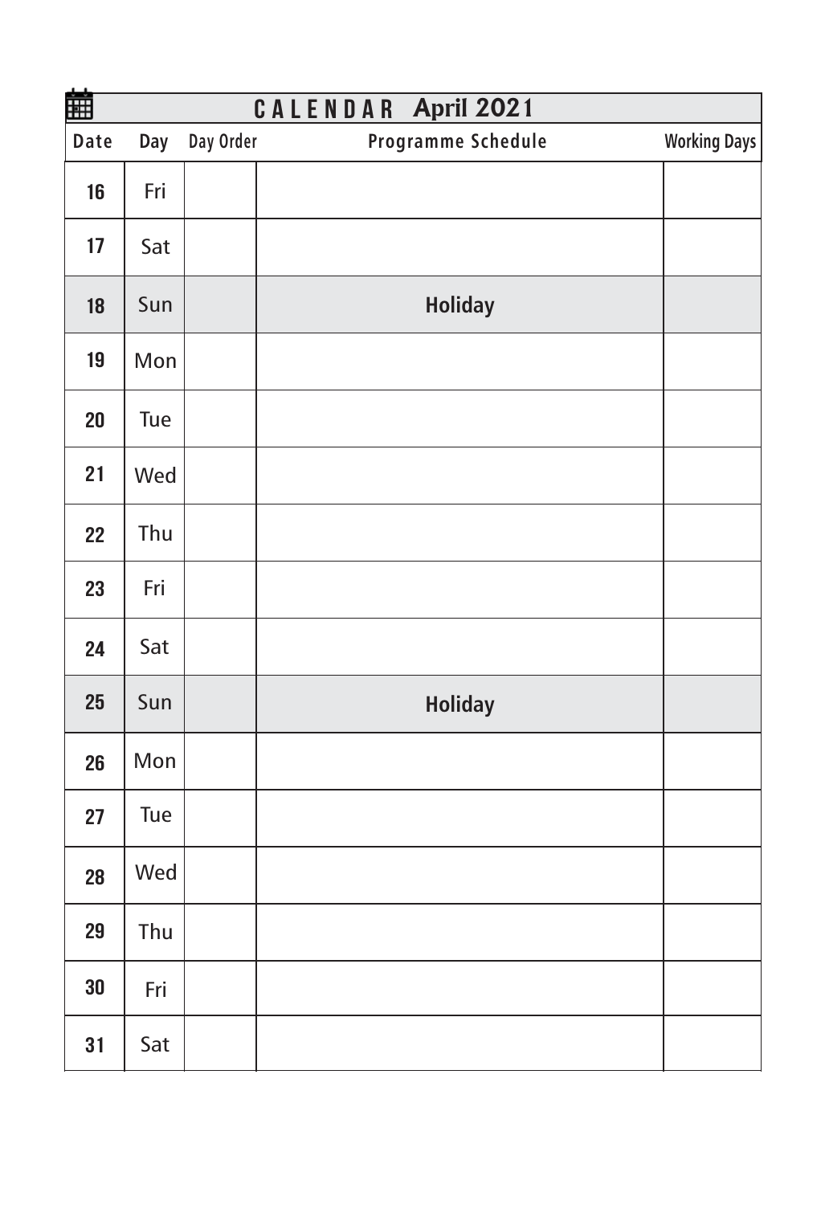## CALENDAR April 2021

| Date | Day | Day Order | Programme Schedule | Working Days |
|---|---|---|---|---|
| 16 | Fri | | | |
| 17 | Sat | | | |
| 18 | Sun | | **Holiday** | |
| 19 | Mon | | | |
| 20 | Tue | | | |
| 21 | Wed | | | |
| 22 | Thu | | | |
| 23 | Fri | | | |
| 24 | Sat | | | |
| 25 | Sun | | **Holiday** | |
| 26 | Mon | | | |
| 27 | Tue | | | |
| 28 | Wed | | | |
| 29 | Thu | | | |
| 30 | Fri | | | |
| 31 | Sat | | | |